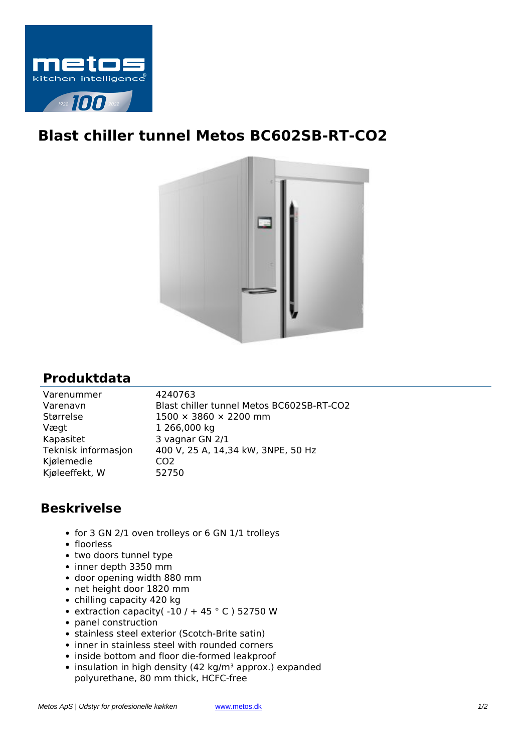# Blast chiller tunnel Metos BC602SB-RT-CO2

## Produktdata

| | |
|---|---|
| Varenummer | 4240763 |
| Varenavn | Blast chiller tunnel Metos BC602SB-RT-CO2 |
| Størrelse | 1500 × 3860 × 2200 mm |
| Vægt | 1 266,000 kg |
| Kapasitet | 3 vagnar GN 2/1 |
| Teknisk informasjon | 400 V, 25 A, 14,34 kW, 3NPE, 50 Hz |
| Kjølemedie | $CO_2$ |
| Kjøleeffekt, W | 52750 |

## Beskrivelse

- for 3 GN 2/1 oven trolleys or 6 GN 1/1 trolleys
- floorless
- two doors tunnel type
- inner depth 3350 mm
- door opening width 880 mm
- net height door 1820 mm
- chilling capacity 420 kg
- extraction capacity( -10 / + 45 ° C ) 52750 W
- panel construction
- stainless steel exterior (Scotch-Brite satin)
- inner in stainless steel with rounded corners
- inside bottom and floor die-formed leakproof
- insulation in high density (42 kg/m$^3$ approx.) expanded polyurethane, 80 mm thick, HCFC-free

*Metos ApS | Udstyr for profesionelle køkken* www.metos.dk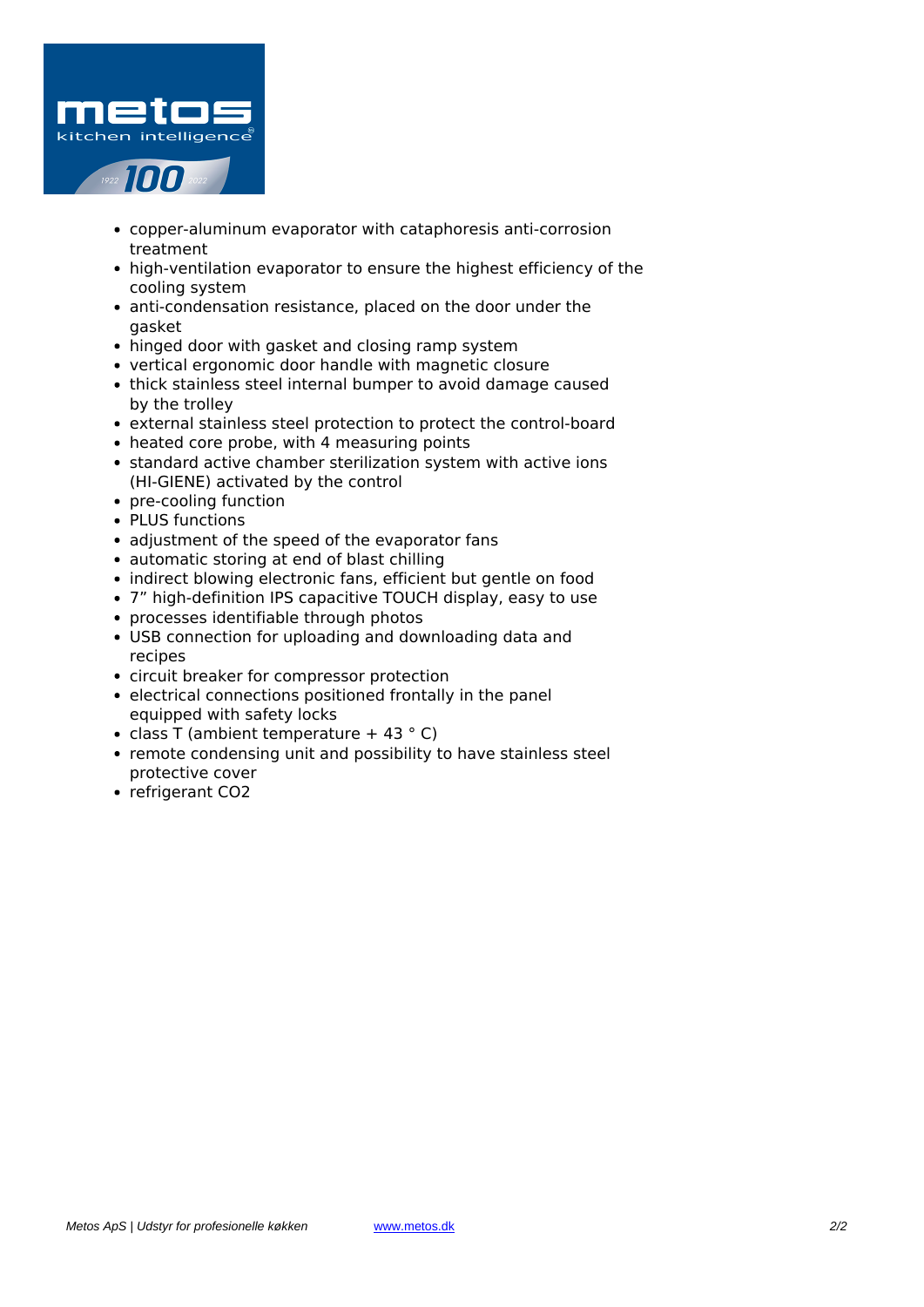- copper-aluminum evaporator with cataphoresis anti-corrosion treatment
- high-ventilation evaporator to ensure the highest efficiency of the cooling system
- anti-condensation resistance, placed on the door under the gasket
- hinged door with gasket and closing ramp system
- vertical ergonomic door handle with magnetic closure
- thick stainless steel internal bumper to avoid damage caused by the trolley
- external stainless steel protection to protect the control-board
- heated core probe, with 4 measuring points
- standard active chamber sterilization system with active ions (HI-GIENE) activated by the control
- pre-cooling function
- PLUS functions
- adjustment of the speed of the evaporator fans
- automatic storing at end of blast chilling
- indirect blowing electronic fans, efficient but gentle on food
- 7” high-definition IPS capacitive TOUCH display, easy to use
- processes identifiable through photos
- USB connection for uploading and downloading data and recipes
- circuit breaker for compressor protection
- electrical connections positioned frontally in the panel equipped with safety locks
- class T (ambient temperature + 43 ° C)
- remote condensing unit and possibility to have stainless steel protective cover
- refrigerant $CO_2$